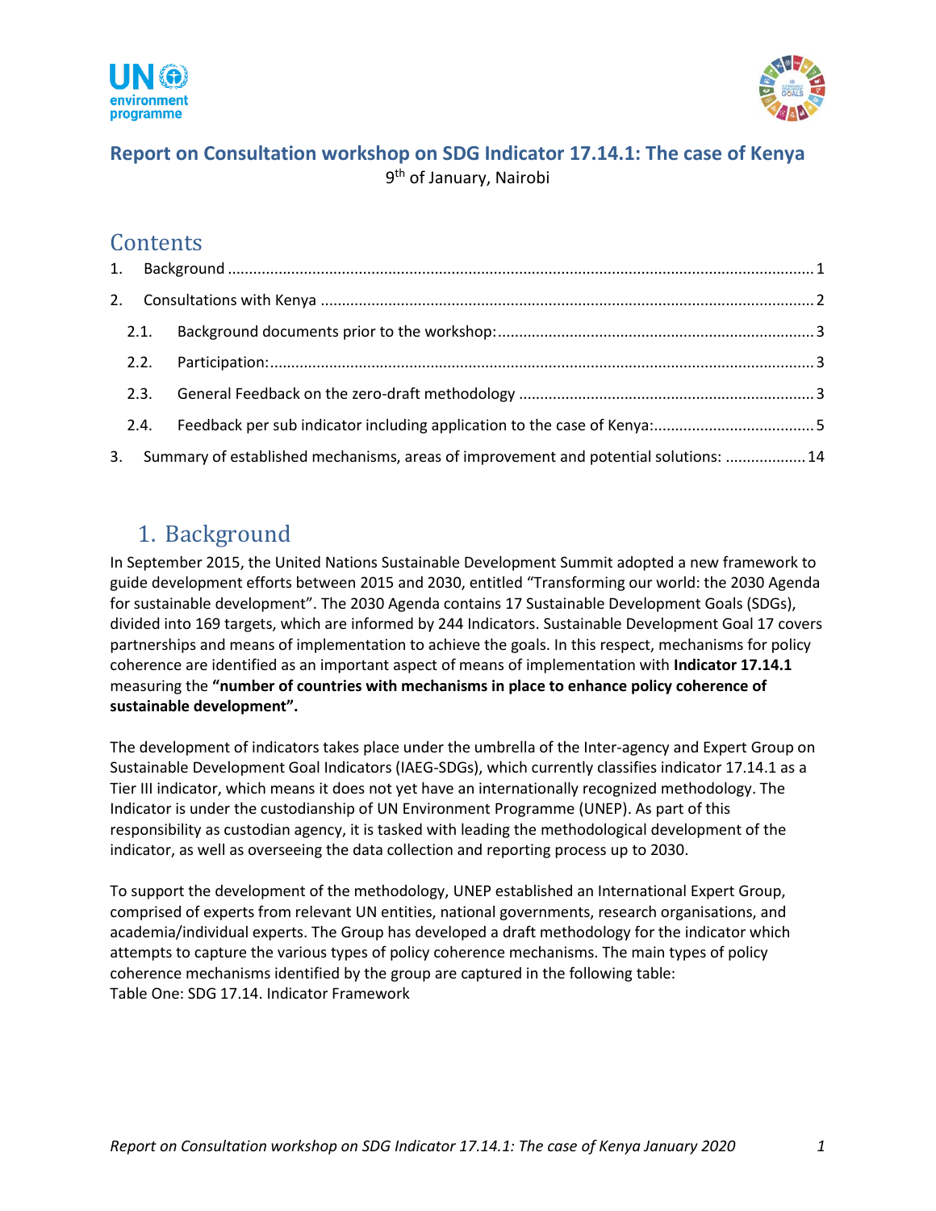# Report on Consultation workshop on SDG Indicator 17.14.1: The case of Kenya

9th of January, Nairobi

## Contents

1. Background ........................................................................................................................................ 1
2. Consultations with Kenya .................................................................................................................. 2
   - 2.1. Background documents prior to the workshop: ........................................................................ 3
   - 2.2. Participation: .............................................................................................................................. 3
   - 2.3. General Feedback on the zero-draft methodology .................................................................... 3
   - 2.4. Feedback per sub indicator including application to the case of Kenya: .................................... 5
3. Summary of established mechanisms, areas of improvement and potential solutions: ................... 14

## 1. Background

In September 2015, the United Nations Sustainable Development Summit adopted a new framework to guide development efforts between 2015 and 2030, entitled "Transforming our world: the 2030 Agenda for sustainable development". The 2030 Agenda contains 17 Sustainable Development Goals (SDGs), divided into 169 targets, which are informed by 244 Indicators. Sustainable Development Goal 17 covers partnerships and means of implementation to achieve the goals. In this respect, mechanisms for policy coherence are identified as an important aspect of means of implementation with **Indicator 17.14.1** measuring the **"number of countries with mechanisms in place to enhance policy coherence of sustainable development".**

The development of indicators takes place under the umbrella of the Inter-agency and Expert Group on Sustainable Development Goal Indicators (IAEG-SDGs), which currently classifies indicator 17.14.1 as a Tier III indicator, which means it does not yet have an internationally recognized methodology. The Indicator is under the custodianship of UN Environment Programme (UNEP). As part of this responsibility as custodian agency, it is tasked with leading the methodological development of the indicator, as well as overseeing the data collection and reporting process up to 2030.

To support the development of the methodology, UNEP established an International Expert Group, comprised of experts from relevant UN entities, national governments, research organisations, and academia/individual experts. The Group has developed a draft methodology for the indicator which attempts to capture the various types of policy coherence mechanisms. The main types of policy coherence mechanisms identified by the group are captured in the following table:

Table One: SDG 17.14. Indicator Framework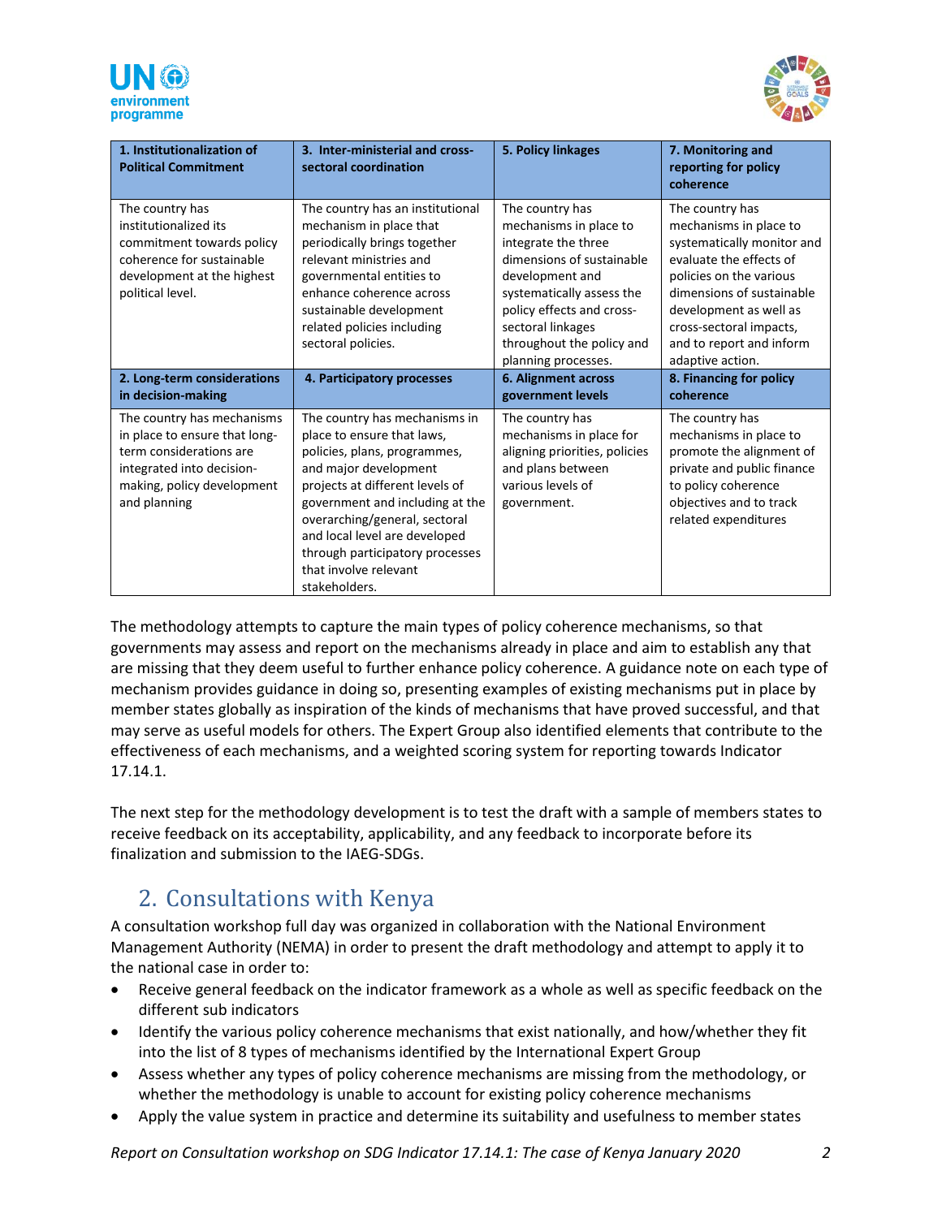| 1. Institutionalization of Political Commitment | 3. Inter-ministerial and cross-sectoral coordination | 5. Policy linkages | 7. Monitoring and reporting for policy coherence |
|---|---|---|---|
| The country has institutionalized its commitment towards policy coherence for sustainable development at the highest political level. | The country has an institutional mechanism in place that periodically brings together relevant ministries and governmental entities to enhance coherence across sustainable development related policies including sectoral policies. | The country has mechanisms in place to integrate the three dimensions of sustainable development and systematically assess the policy effects and cross-sectoral linkages throughout the policy and planning processes. | The country has mechanisms in place to systematically monitor and evaluate the effects of policies on the various dimensions of sustainable development as well as cross-sectoral impacts, and to report and inform adaptive action. |
| **2. Long-term considerations in decision-making** | **4. Participatory processes** | **6. Alignment across government levels** | **8. Financing for policy coherence** |
| The country has mechanisms in place to ensure that long-term considerations are integrated into decision-making, policy development and planning | The country has mechanisms in place to ensure that laws, policies, plans, programmes, and major development projects at different levels of government and including at the overarching/general, sectoral and local level are developed through participatory processes that involve relevant stakeholders. | The country has mechanisms in place for aligning priorities, policies and plans between various levels of government. | The country has mechanisms in place to promote the alignment of private and public finance to policy coherence objectives and to track related expenditures |

The methodology attempts to capture the main types of policy coherence mechanisms, so that governments may assess and report on the mechanisms already in place and aim to establish any that are missing that they deem useful to further enhance policy coherence. A guidance note on each type of mechanism provides guidance in doing so, presenting examples of existing mechanisms put in place by member states globally as inspiration of the kinds of mechanisms that have proved successful, and that may serve as useful models for others. The Expert Group also identified elements that contribute to the effectiveness of each mechanisms, and a weighted scoring system for reporting towards Indicator 17.14.1.

The next step for the methodology development is to test the draft with a sample of members states to receive feedback on its acceptability, applicability, and any feedback to incorporate before its finalization and submission to the IAEG-SDGs.

## 2. Consultations with Kenya

A consultation workshop full day was organized in collaboration with the National Environment Management Authority (NEMA) in order to present the draft methodology and attempt to apply it to the national case in order to:

- Receive general feedback on the indicator framework as a whole as well as specific feedback on the different sub indicators
- Identify the various policy coherence mechanisms that exist nationally, and how/whether they fit into the list of 8 types of mechanisms identified by the International Expert Group
- Assess whether any types of policy coherence mechanisms are missing from the methodology, or whether the methodology is unable to account for existing policy coherence mechanisms
- Apply the value system in practice and determine its suitability and usefulness to member states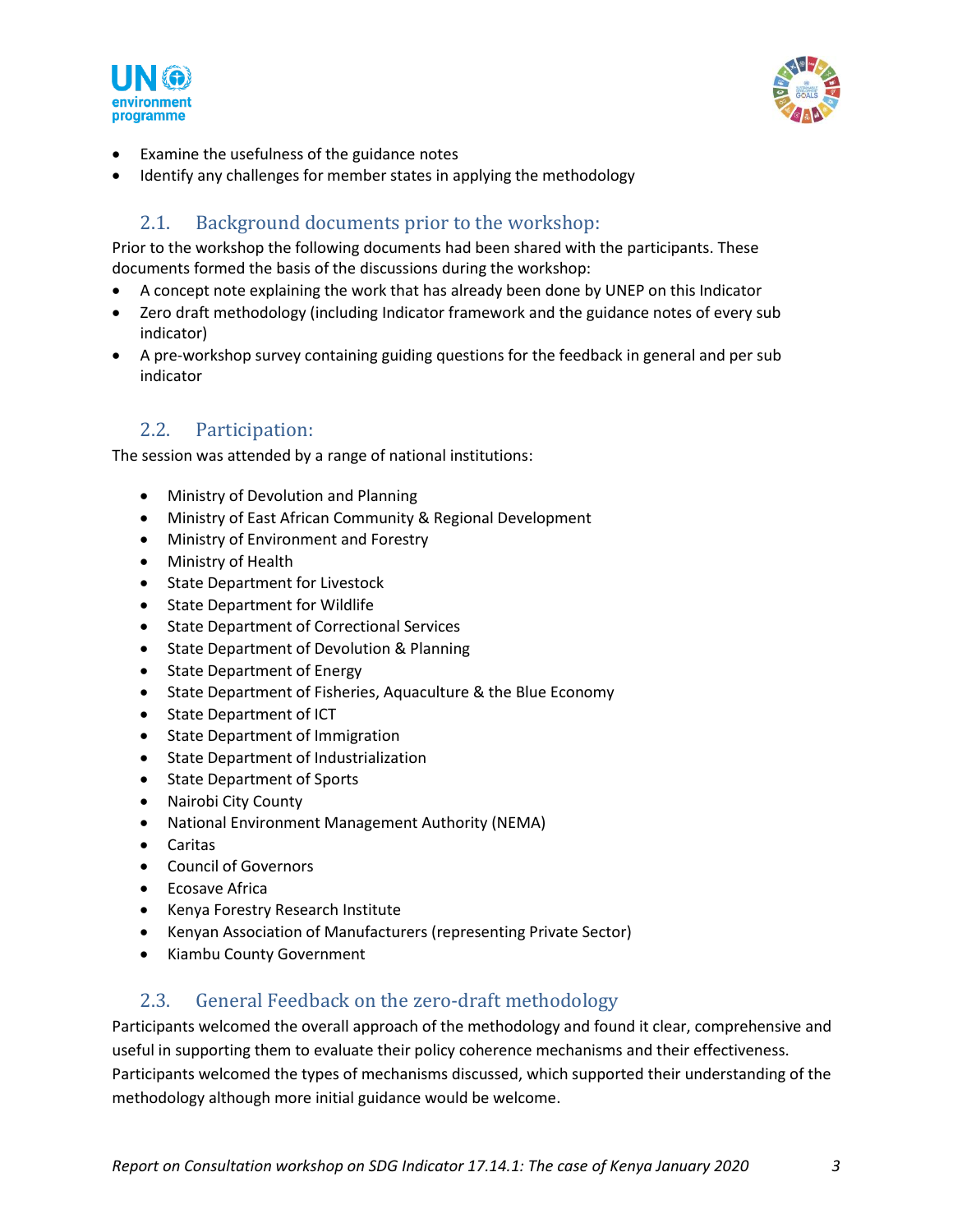- Examine the usefulness of the guidance notes
- Identify any challenges for member states in applying the methodology

## 2.1. Background documents prior to the workshop:

Prior to the workshop the following documents had been shared with the participants. These documents formed the basis of the discussions during the workshop:

- A concept note explaining the work that has already been done by UNEP on this Indicator
- Zero draft methodology (including Indicator framework and the guidance notes of every sub indicator)
- A pre-workshop survey containing guiding questions for the feedback in general and per sub indicator

## 2.2. Participation:

The session was attended by a range of national institutions:

- Ministry of Devolution and Planning
- Ministry of East African Community & Regional Development
- Ministry of Environment and Forestry
- Ministry of Health
- State Department for Livestock
- State Department for Wildlife
- State Department of Correctional Services
- State Department of Devolution & Planning
- State Department of Energy
- State Department of Fisheries, Aquaculture & the Blue Economy
- State Department of ICT
- State Department of Immigration
- State Department of Industrialization
- State Department of Sports
- Nairobi City County
- National Environment Management Authority (NEMA)
- Caritas
- Council of Governors
- Ecosave Africa
- Kenya Forestry Research Institute
- Kenyan Association of Manufacturers (representing Private Sector)
- Kiambu County Government

## 2.3. General Feedback on the zero-draft methodology

Participants welcomed the overall approach of the methodology and found it clear, comprehensive and useful in supporting them to evaluate their policy coherence mechanisms and their effectiveness. Participants welcomed the types of mechanisms discussed, which supported their understanding of the methodology although more initial guidance would be welcome.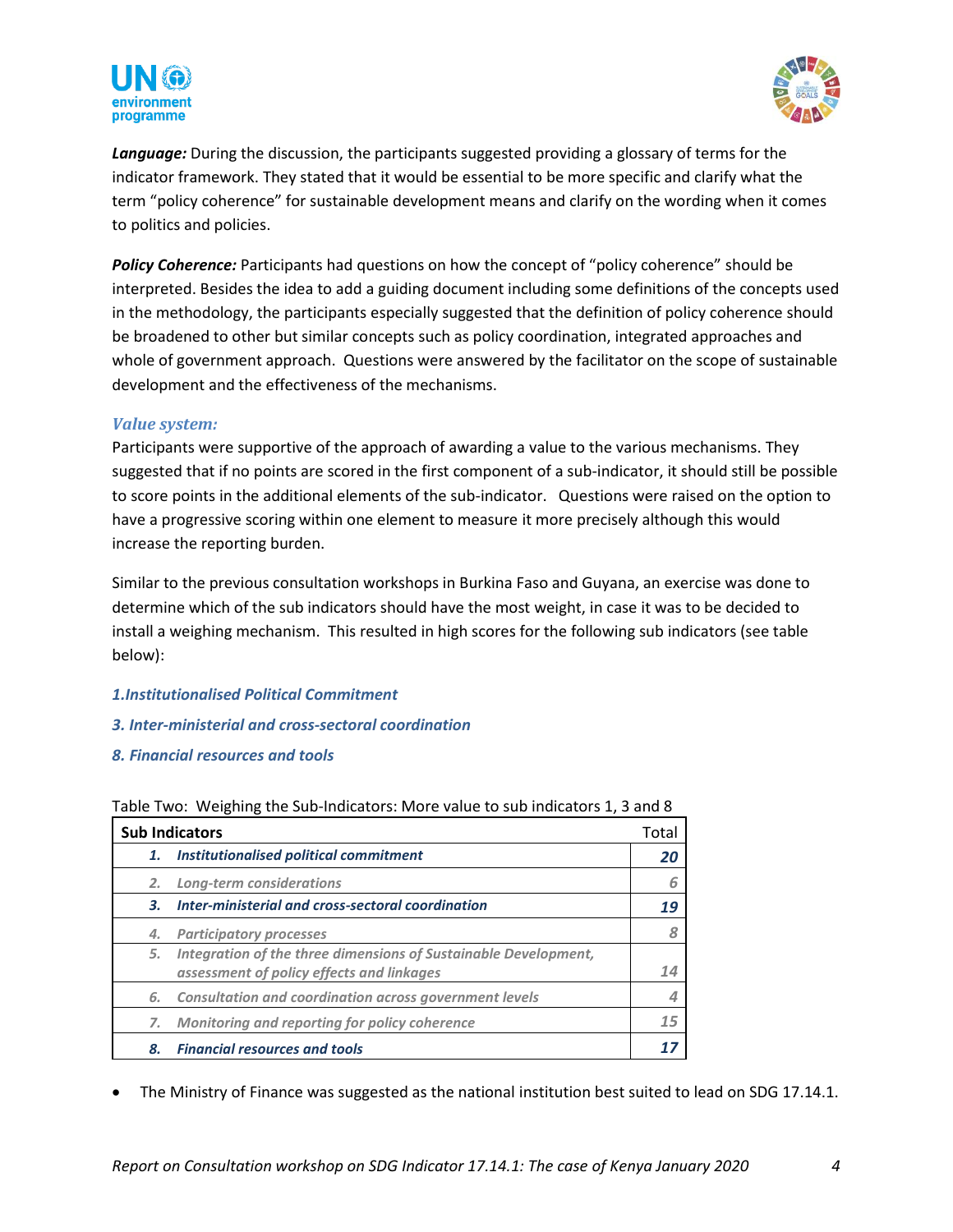***Language:*** During the discussion, the participants suggested providing a glossary of terms for the indicator framework. They stated that it would be essential to be more specific and clarify what the term "policy coherence" for sustainable development means and clarify on the wording when it comes to politics and policies.

***Policy Coherence:*** Participants had questions on how the concept of "policy coherence" should be interpreted. Besides the idea to add a guiding document including some definitions of the concepts used in the methodology, the participants especially suggested that the definition of policy coherence should be broadened to other but similar concepts such as policy coordination, integrated approaches and whole of government approach. Questions were answered by the facilitator on the scope of sustainable development and the effectiveness of the mechanisms.

### *Value system:*

Participants were supportive of the approach of awarding a value to the various mechanisms. They suggested that if no points are scored in the first component of a sub-indicator, it should still be possible to score points in the additional elements of the sub-indicator. Questions were raised on the option to have a progressive scoring within one element to measure it more precisely although this would increase the reporting burden.

Similar to the previous consultation workshops in Burkina Faso and Guyana, an exercise was done to determine which of the sub indicators should have the most weight, in case it was to be decided to install a weighing mechanism. This resulted in high scores for the following sub indicators (see table below):

***1.Institutionalised Political Commitment***

***3. Inter-ministerial and cross-sectoral coordination***

***8. Financial resources and tools***

Table Two: Weighing the Sub-Indicators: More value to sub indicators 1, 3 and 8

| Sub Indicators | Total |
|---|---|
| ***1. Institutionalised political commitment*** | ***20*** |
| *2. Long-term considerations* | *6* |
| ***3. Inter-ministerial and cross-sectoral coordination*** | ***19*** |
| *4. Participatory processes* | *8* |
| *5. Integration of the three dimensions of Sustainable Development, assessment of policy effects and linkages* | *14* |
| *6. Consultation and coordination across government levels* | *4* |
| *7. Monitoring and reporting for policy coherence* | *15* |
| ***8. Financial resources and tools*** | ***17*** |

- The Ministry of Finance was suggested as the national institution best suited to lead on SDG 17.14.1.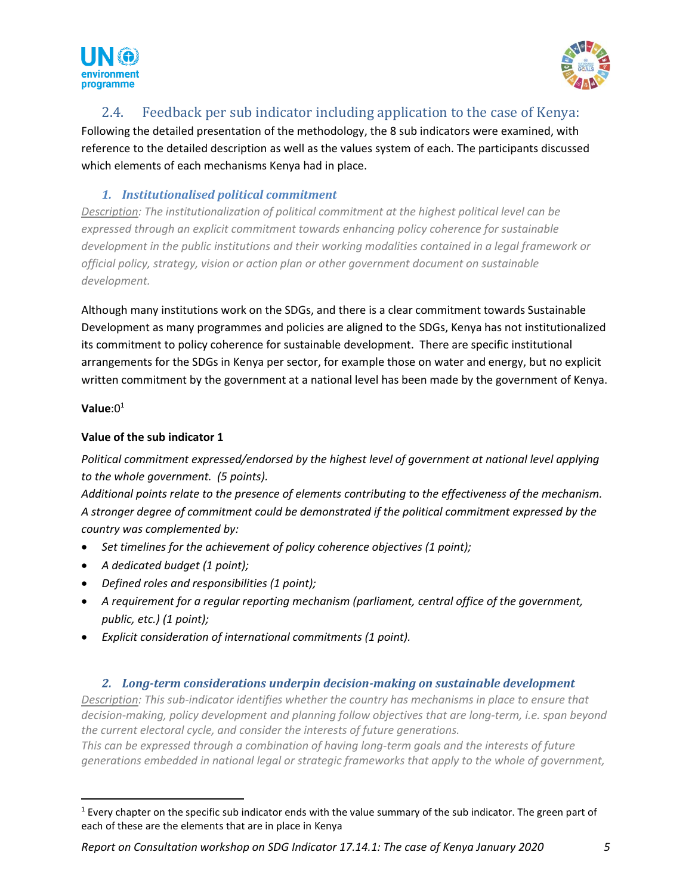## 2.4. Feedback per sub indicator including application to the case of Kenya:

Following the detailed presentation of the methodology, the 8 sub indicators were examined, with reference to the detailed description as well as the values system of each. The participants discussed which elements of each mechanisms Kenya had in place.

### *1. Institutionalised political commitment*

*Description: The institutionalization of political commitment at the highest political level can be expressed through an explicit commitment towards enhancing policy coherence for sustainable development in the public institutions and their working modalities contained in a legal framework or official policy, strategy, vision or action plan or other government document on sustainable development.*

Although many institutions work on the SDGs, and there is a clear commitment towards Sustainable Development as many programmes and policies are aligned to the SDGs, Kenya has not institutionalized its commitment to policy coherence for sustainable development. There are specific institutional arrangements for the SDGs in Kenya per sector, for example those on water and energy, but no explicit written commitment by the government at a national level has been made by the government of Kenya.

**Value**:0[1]

**Value of the sub indicator 1**

*Political commitment expressed/endorsed by the highest level of government at national level applying to the whole government. (5 points).*

*Additional points relate to the presence of elements contributing to the effectiveness of the mechanism. A stronger degree of commitment could be demonstrated if the political commitment expressed by the country was complemented by:*

- *Set timelines for the achievement of policy coherence objectives (1 point);*
- *A dedicated budget (1 point);*
- *Defined roles and responsibilities (1 point);*
- *A requirement for a regular reporting mechanism (parliament, central office of the government, public, etc.) (1 point);*
- *Explicit consideration of international commitments (1 point).*

### *2. Long-term considerations underpin decision-making on sustainable development*

*Description: This sub-indicator identifies whether the country has mechanisms in place to ensure that decision-making, policy development and planning follow objectives that are long-term, i.e. span beyond the current electoral cycle, and consider the interests of future generations.*
*This can be expressed through a combination of having long-term goals and the interests of future generations embedded in national legal or strategic frameworks that apply to the whole of government,*

---

[1] Every chapter on the specific sub indicator ends with the value summary of the sub indicator. The green part of each of these are the elements that are in place in Kenya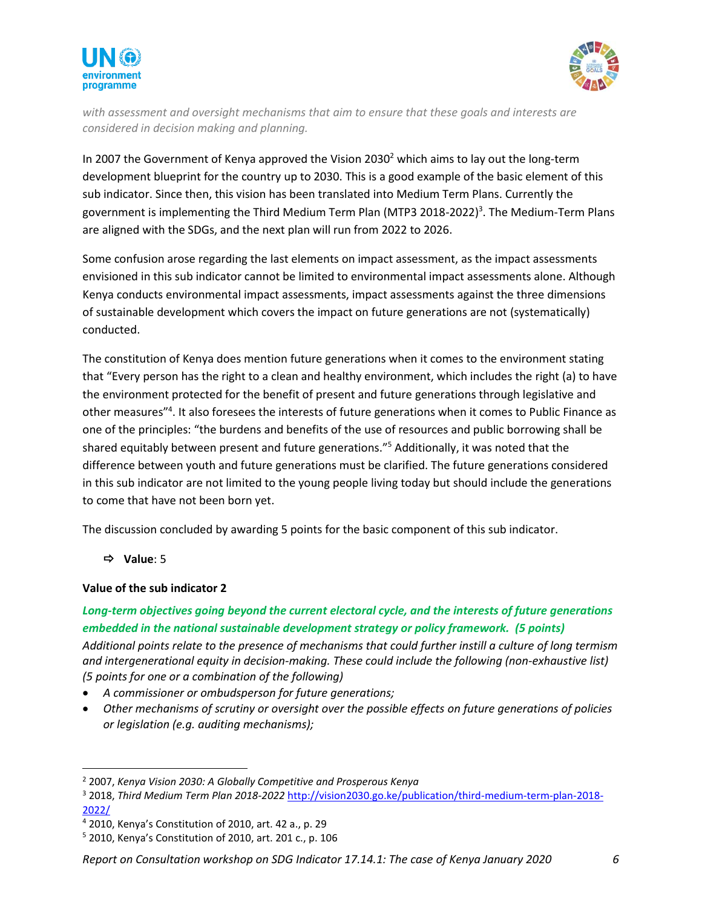*with assessment and oversight mechanisms that aim to ensure that these goals and interests are considered in decision making and planning.*

In 2007 the Government of Kenya approved the Vision 2030[2] which aims to lay out the long-term development blueprint for the country up to 2030. This is a good example of the basic element of this sub indicator. Since then, this vision has been translated into Medium Term Plans. Currently the government is implementing the Third Medium Term Plan (MTP3 2018-2022)[3]. The Medium-Term Plans are aligned with the SDGs, and the next plan will run from 2022 to 2026.

Some confusion arose regarding the last elements on impact assessment, as the impact assessments envisioned in this sub indicator cannot be limited to environmental impact assessments alone. Although Kenya conducts environmental impact assessments, impact assessments against the three dimensions of sustainable development which covers the impact on future generations are not (systematically) conducted.

The constitution of Kenya does mention future generations when it comes to the environment stating that "Every person has the right to a clean and healthy environment, which includes the right (a) to have the environment protected for the benefit of present and future generations through legislative and other measures"[4]. It also foresees the interests of future generations when it comes to Public Finance as one of the principles: "the burdens and benefits of the use of resources and public borrowing shall be shared equitably between present and future generations."[5] Additionally, it was noted that the difference between youth and future generations must be clarified. The future generations considered in this sub indicator are not limited to the young people living today but should include the generations to come that have not been born yet.

The discussion concluded by awarding 5 points for the basic component of this sub indicator.

⇨ **Value**: 5

**Value of the sub indicator 2**

***Long-term objectives going beyond the current electoral cycle, and the interests of future generations embedded in the national sustainable development strategy or policy framework. (5 points)***

*Additional points relate to the presence of mechanisms that could further instill a culture of long termism and intergenerational equity in decision-making. These could include the following (non-exhaustive list) (5 points for one or a combination of the following)*

- *A commissioner or ombudsperson for future generations;*
- *Other mechanisms of scrutiny or oversight over the possible effects on future generations of policies or legislation (e.g. auditing mechanisms);*

---

[2] 2007, *Kenya Vision 2030: A Globally Competitive and Prosperous Kenya*

[3] 2018, *Third Medium Term Plan 2018-2022* http://vision2030.go.ke/publication/third-medium-term-plan-2018-2022/

[4] 2010, Kenya's Constitution of 2010, art. 42 a., p. 29

[5] 2010, Kenya's Constitution of 2010, art. 201 c., p. 106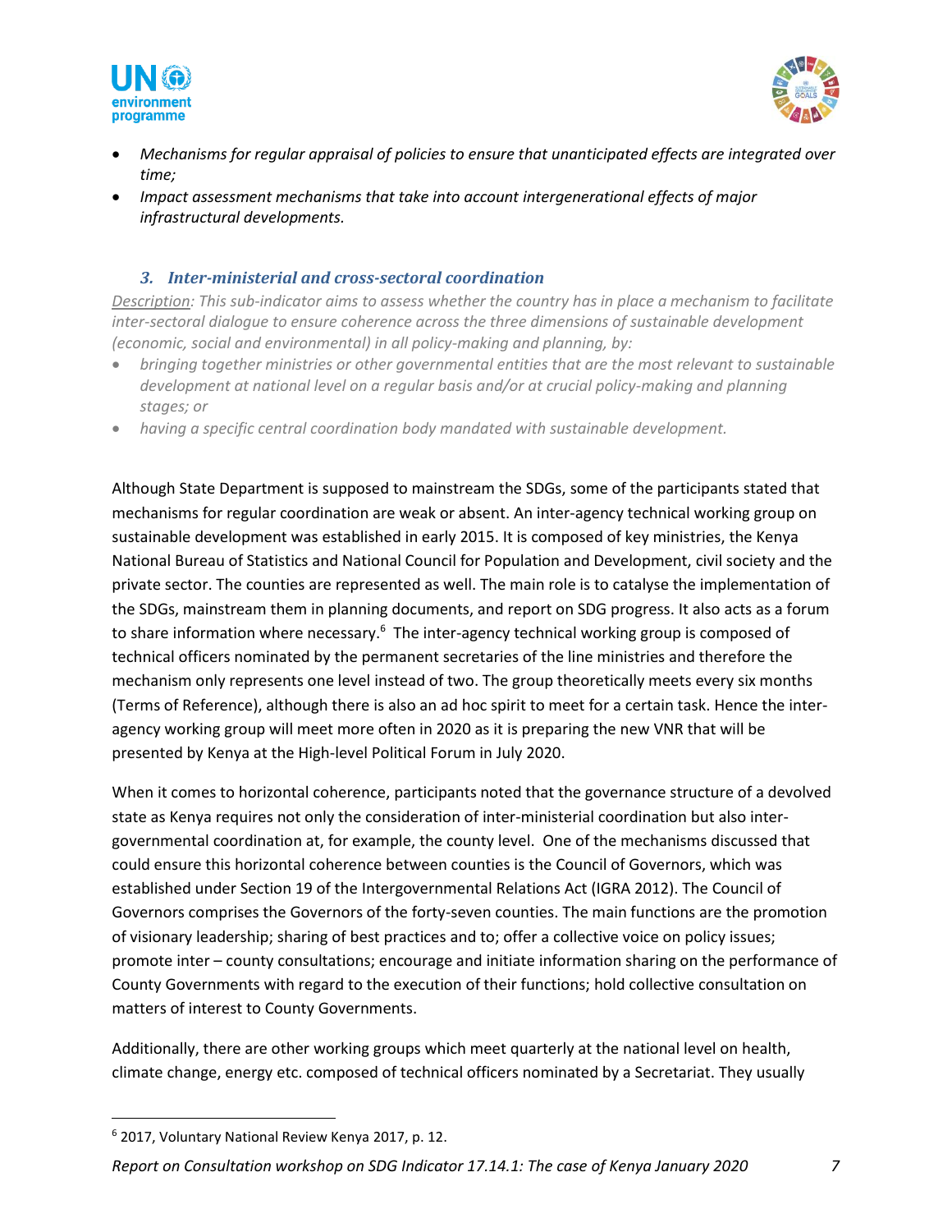- *Mechanisms for regular appraisal of policies to ensure that unanticipated effects are integrated over time;*
- *Impact assessment mechanisms that take into account intergenerational effects of major infrastructural developments.*

### *3. Inter-ministerial and cross-sectoral coordination*

*Description: This sub-indicator aims to assess whether the country has in place a mechanism to facilitate inter-sectoral dialogue to ensure coherence across the three dimensions of sustainable development (economic, social and environmental) in all policy-making and planning, by:*

- *bringing together ministries or other governmental entities that are the most relevant to sustainable development at national level on a regular basis and/or at crucial policy-making and planning stages; or*
- *having a specific central coordination body mandated with sustainable development.*

Although State Department is supposed to mainstream the SDGs, some of the participants stated that mechanisms for regular coordination are weak or absent. An inter-agency technical working group on sustainable development was established in early 2015. It is composed of key ministries, the Kenya National Bureau of Statistics and National Council for Population and Development, civil society and the private sector. The counties are represented as well. The main role is to catalyse the implementation of the SDGs, mainstream them in planning documents, and report on SDG progress. It also acts as a forum to share information where necessary.[6] The inter-agency technical working group is composed of technical officers nominated by the permanent secretaries of the line ministries and therefore the mechanism only represents one level instead of two. The group theoretically meets every six months (Terms of Reference), although there is also an ad hoc spirit to meet for a certain task. Hence the inter-agency working group will meet more often in 2020 as it is preparing the new VNR that will be presented by Kenya at the High-level Political Forum in July 2020.

When it comes to horizontal coherence, participants noted that the governance structure of a devolved state as Kenya requires not only the consideration of inter-ministerial coordination but also inter-governmental coordination at, for example, the county level. One of the mechanisms discussed that could ensure this horizontal coherence between counties is the Council of Governors, which was established under Section 19 of the Intergovernmental Relations Act (IGRA 2012). The Council of Governors comprises the Governors of the forty-seven counties. The main functions are the promotion of visionary leadership; sharing of best practices and to; offer a collective voice on policy issues; promote inter – county consultations; encourage and initiate information sharing on the performance of County Governments with regard to the execution of their functions; hold collective consultation on matters of interest to County Governments.

Additionally, there are other working groups which meet quarterly at the national level on health, climate change, energy etc. composed of technical officers nominated by a Secretariat. They usually

[6] 2017, Voluntary National Review Kenya 2017, p. 12.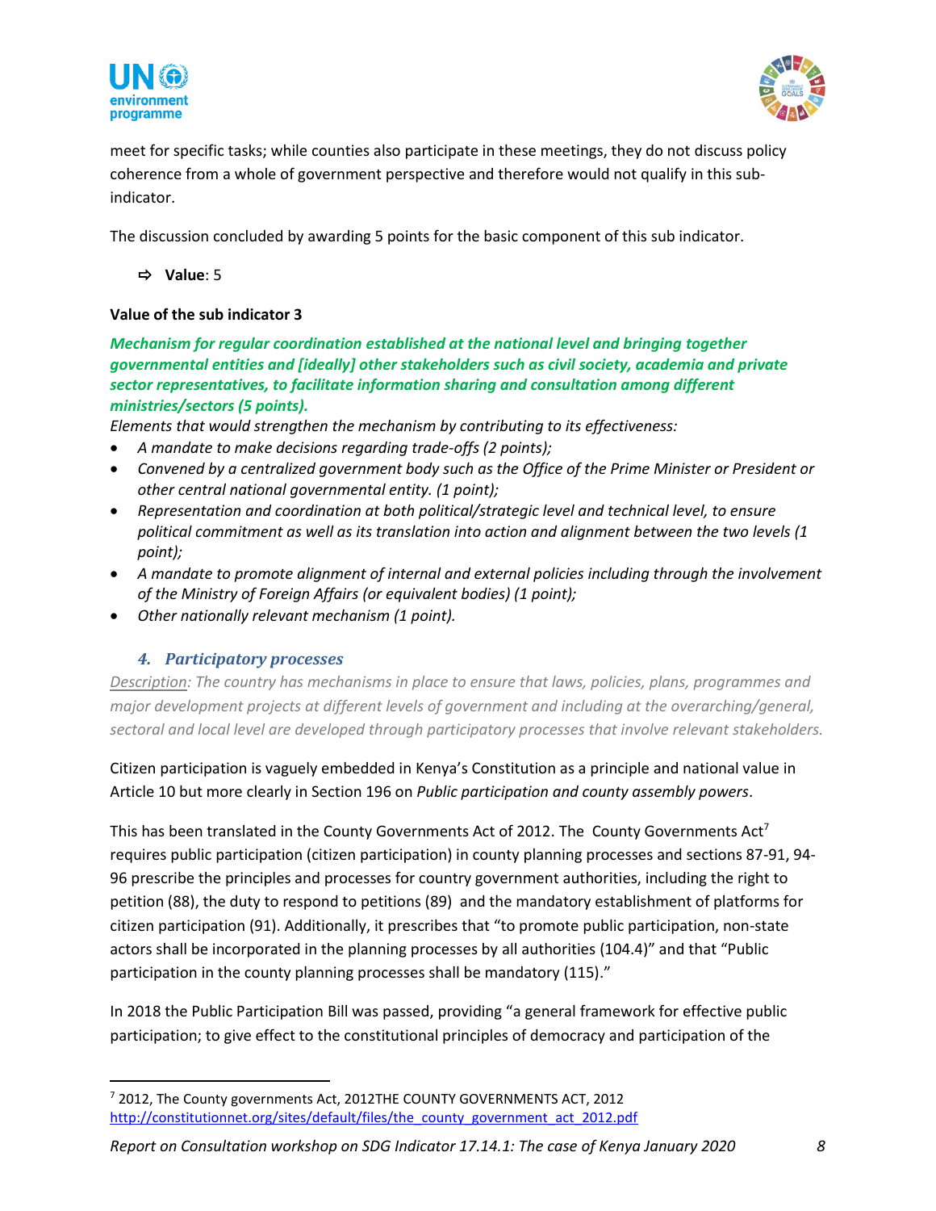meet for specific tasks; while counties also participate in these meetings, they do not discuss policy coherence from a whole of government perspective and therefore would not qualify in this sub-indicator.

The discussion concluded by awarding 5 points for the basic component of this sub indicator.

⇨ **Value**: 5

**Value of the sub indicator 3**

***Mechanism for regular coordination established at the national level and bringing together governmental entities and [ideally] other stakeholders such as civil society, academia and private sector representatives, to facilitate information sharing and consultation among different ministries/sectors (5 points).***

*Elements that would strengthen the mechanism by contributing to its effectiveness:*

- *A mandate to make decisions regarding trade-offs (2 points);*
- *Convened by a centralized government body such as the Office of the Prime Minister or President or other central national governmental entity. (1 point);*
- *Representation and coordination at both political/strategic level and technical level, to ensure political commitment as well as its translation into action and alignment between the two levels (1 point);*
- *A mandate to promote alignment of internal and external policies including through the involvement of the Ministry of Foreign Affairs (or equivalent bodies) (1 point);*
- *Other nationally relevant mechanism (1 point).*

### 4. *Participatory processes*

*Description: The country has mechanisms in place to ensure that laws, policies, plans, programmes and major development projects at different levels of government and including at the overarching/general, sectoral and local level are developed through participatory processes that involve relevant stakeholders.*

Citizen participation is vaguely embedded in Kenya's Constitution as a principle and national value in Article 10 but more clearly in Section 196 on *Public participation and county assembly powers*.

This has been translated in the County Governments Act of 2012. The County Governments Act[7] requires public participation (citizen participation) in county planning processes and sections 87-91, 94-96 prescribe the principles and processes for country government authorities, including the right to petition (88), the duty to respond to petitions (89) and the mandatory establishment of platforms for citizen participation (91). Additionally, it prescribes that "to promote public participation, non-state actors shall be incorporated in the planning processes by all authorities (104.4)" and that "Public participation in the county planning processes shall be mandatory (115)."

In 2018 the Public Participation Bill was passed, providing "a general framework for effective public participation; to give effect to the constitutional principles of democracy and participation of the

---

[7] 2012, The County governments Act, 2012THE COUNTY GOVERNMENTS ACT, 2012 http://constitutionnet.org/sites/default/files/the_county_government_act_2012.pdf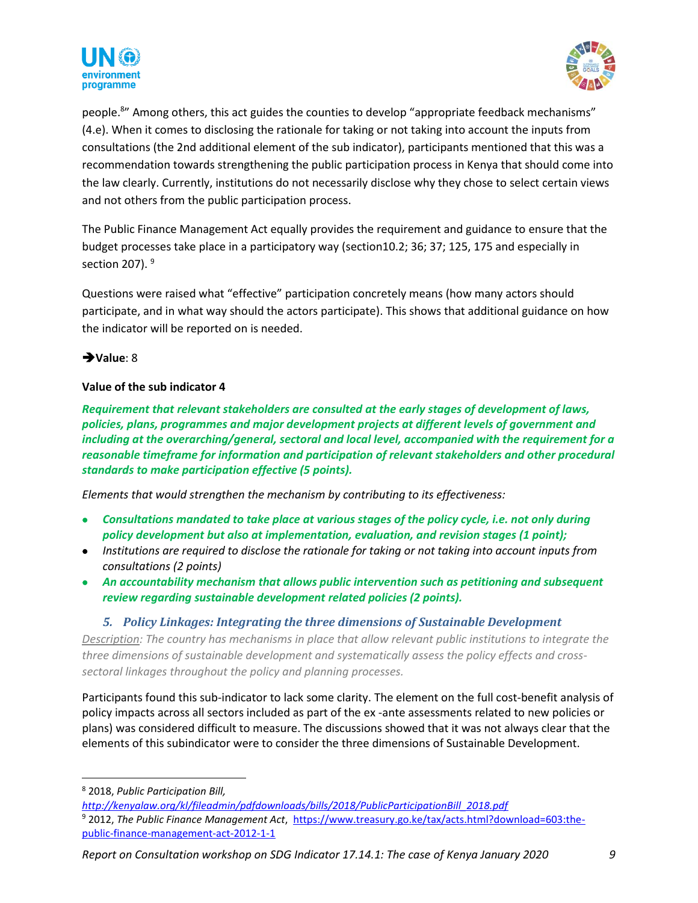people.[8]" Among others, this act guides the counties to develop "appropriate feedback mechanisms" (4.e). When it comes to disclosing the rationale for taking or not taking into account the inputs from consultations (the 2nd additional element of the sub indicator), participants mentioned that this was a recommendation towards strengthening the public participation process in Kenya that should come into the law clearly. Currently, institutions do not necessarily disclose why they chose to select certain views and not others from the public participation process.

The Public Finance Management Act equally provides the requirement and guidance to ensure that the budget processes take place in a participatory way (section10.2; 36; 37; 125, 175 and especially in section 207). [9]

Questions were raised what "effective" participation concretely means (how many actors should participate, and in what way should the actors participate). This shows that additional guidance on how the indicator will be reported on is needed.

➔**Value**: 8

**Value of the sub indicator 4**

***Requirement that relevant stakeholders are consulted at the early stages of development of laws, policies, plans, programmes and major development projects at different levels of government and including at the overarching/general, sectoral and local level, accompanied with the requirement for a reasonable timeframe for information and participation of relevant stakeholders and other procedural standards to make participation effective (5 points).***

*Elements that would strengthen the mechanism by contributing to its effectiveness:*

- ***Consultations mandated to take place at various stages of the policy cycle, i.e. not only during policy development but also at implementation, evaluation, and revision stages (1 point);***
- *Institutions are required to disclose the rationale for taking or not taking into account inputs from consultations (2 points)*
- ***An accountability mechanism that allows public intervention such as petitioning and subsequent review regarding sustainable development related policies (2 points).***

### *5. Policy Linkages: Integrating the three dimensions of Sustainable Development*

*Description: The country has mechanisms in place that allow relevant public institutions to integrate the three dimensions of sustainable development and systematically assess the policy effects and cross-sectoral linkages throughout the policy and planning processes.*

Participants found this sub-indicator to lack some clarity. The element on the full cost-benefit analysis of policy impacts across all sectors included as part of the ex -ante assessments related to new policies or plans) was considered difficult to measure. The discussions showed that it was not always clear that the elements of this subindicator were to consider the three dimensions of Sustainable Development.

---

[8] 2018, *Public Participation Bill,* *http://kenyalaw.org/kl/fileadmin/pdfdownloads/bills/2018/PublicParticipationBill_2018.pdf*

[9] 2012, *The Public Finance Management Act*, https://www.treasury.go.ke/tax/acts.html?download=603:the-public-finance-management-act-2012-1-1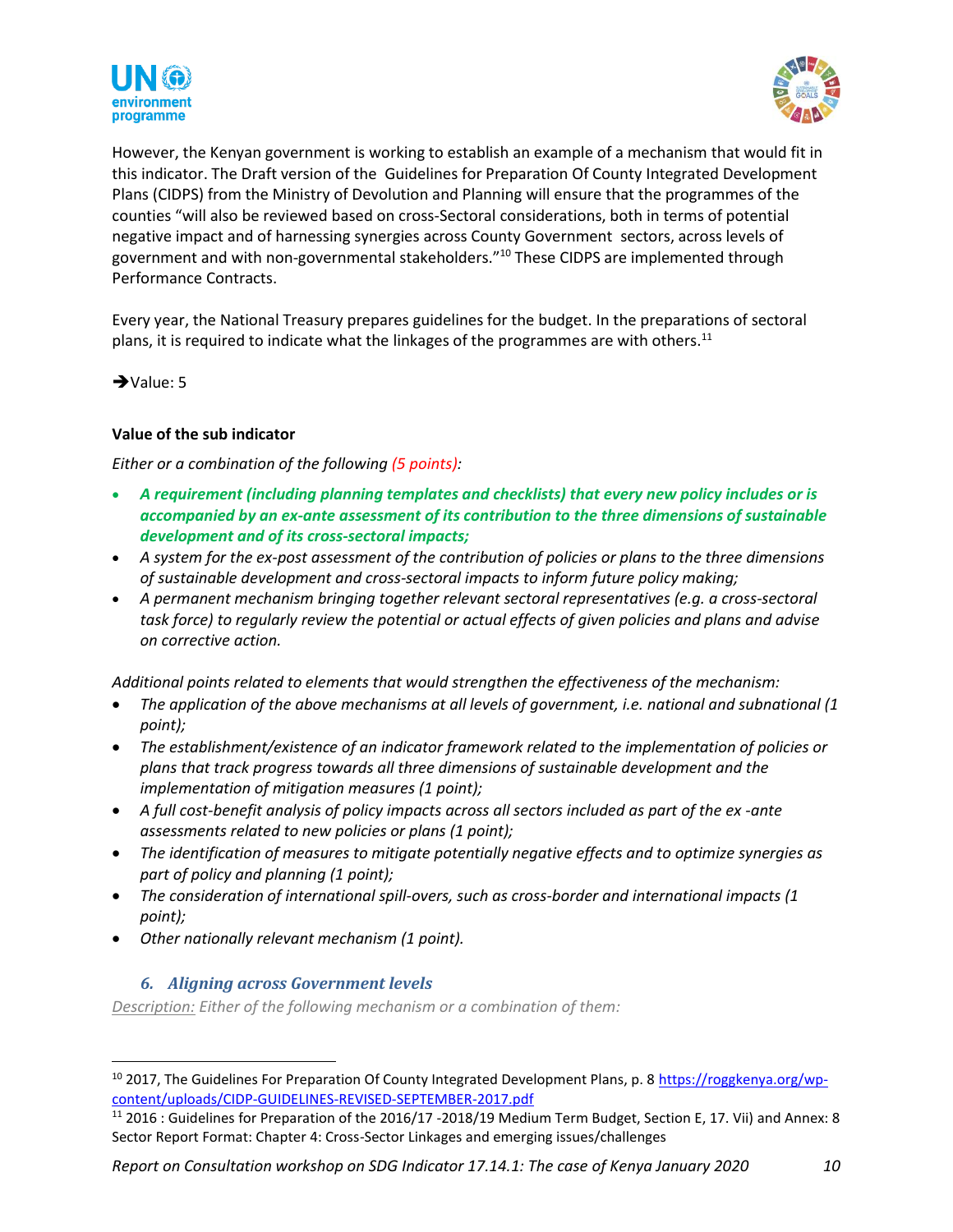However, the Kenyan government is working to establish an example of a mechanism that would fit in this indicator. The Draft version of the Guidelines for Preparation Of County Integrated Development Plans (CIDPS) from the Ministry of Devolution and Planning will ensure that the programmes of the counties "will also be reviewed based on cross-Sectoral considerations, both in terms of potential negative impact and of harnessing synergies across County Government sectors, across levels of government and with non-governmental stakeholders."[10] These CIDPS are implemented through Performance Contracts.

Every year, the National Treasury prepares guidelines for the budget. In the preparations of sectoral plans, it is required to indicate what the linkages of the programmes are with others.[11]

➔Value: 5

**Value of the sub indicator**

*Either or a combination of the following (5 points):*

- ***A requirement (including planning templates and checklists) that every new policy includes or is accompanied by an ex-ante assessment of its contribution to the three dimensions of sustainable development and of its cross-sectoral impacts;***
- *A system for the ex-post assessment of the contribution of policies or plans to the three dimensions of sustainable development and cross-sectoral impacts to inform future policy making;*
- *A permanent mechanism bringing together relevant sectoral representatives (e.g. a cross-sectoral task force) to regularly review the potential or actual effects of given policies and plans and advise on corrective action.*

*Additional points related to elements that would strengthen the effectiveness of the mechanism:*

- *The application of the above mechanisms at all levels of government, i.e. national and subnational (1 point);*
- *The establishment/existence of an indicator framework related to the implementation of policies or plans that track progress towards all three dimensions of sustainable development and the implementation of mitigation measures (1 point);*
- *A full cost-benefit analysis of policy impacts across all sectors included as part of the ex -ante assessments related to new policies or plans (1 point);*
- *The identification of measures to mitigate potentially negative effects and to optimize synergies as part of policy and planning (1 point);*
- *The consideration of international spill-overs, such as cross-border and international impacts (1 point);*
- *Other nationally relevant mechanism (1 point).*

### *6. Aligning across Government levels*

*Description: Either of the following mechanism or a combination of them:*

---

[10] 2017, The Guidelines For Preparation Of County Integrated Development Plans, p. 8 https://roggkenya.org/wp-content/uploads/CIDP-GUIDELINES-REVISED-SEPTEMBER-2017.pdf

[11] 2016 : Guidelines for Preparation of the 2016/17 -2018/19 Medium Term Budget, Section E, 17. Vii) and Annex: 8 Sector Report Format: Chapter 4: Cross-Sector Linkages and emerging issues/challenges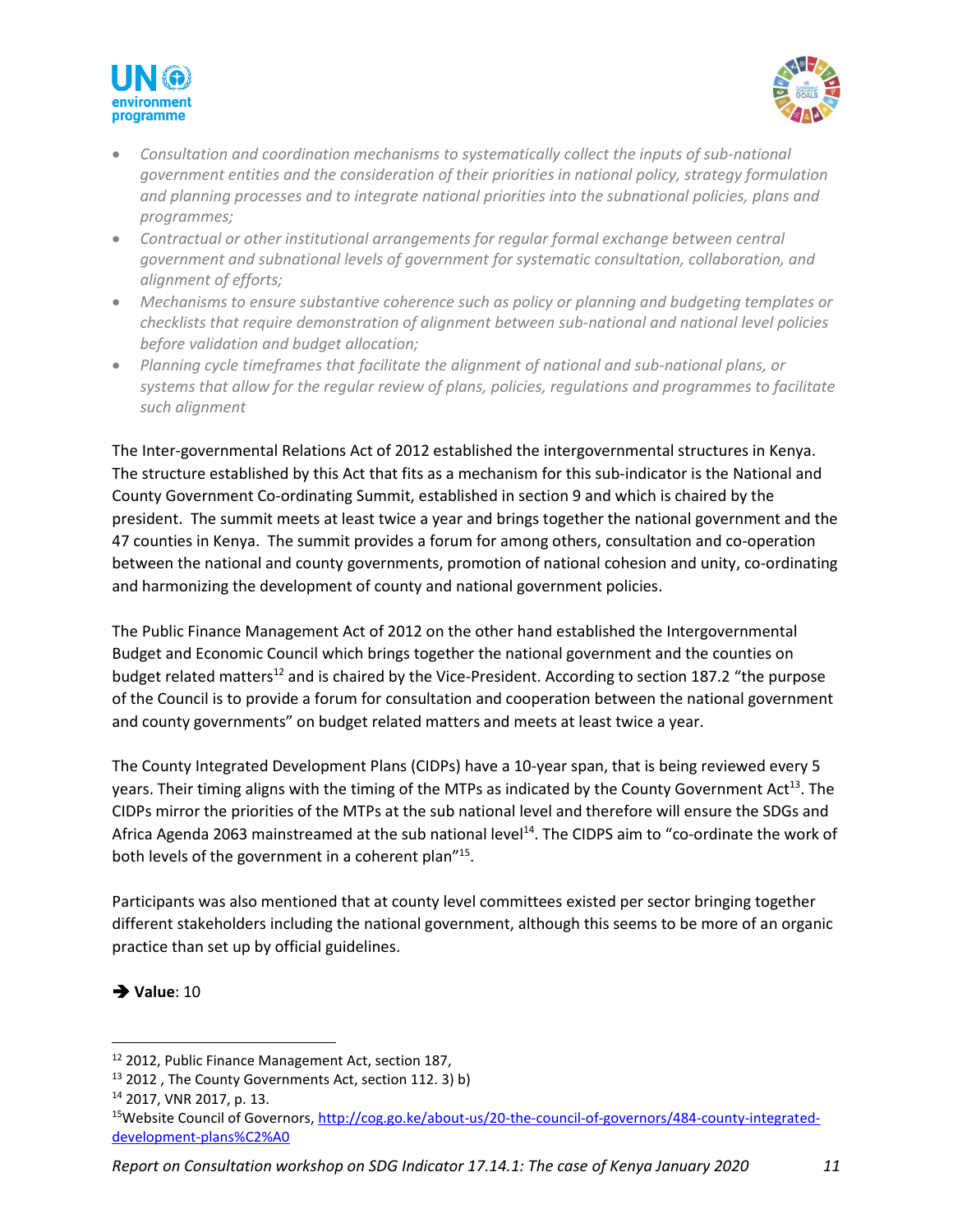- *Consultation and coordination mechanisms to systematically collect the inputs of sub-national government entities and the consideration of their priorities in national policy, strategy formulation and planning processes and to integrate national priorities into the subnational policies, plans and programmes;*
- *Contractual or other institutional arrangements for regular formal exchange between central government and subnational levels of government for systematic consultation, collaboration, and alignment of efforts;*
- *Mechanisms to ensure substantive coherence such as policy or planning and budgeting templates or checklists that require demonstration of alignment between sub-national and national level policies before validation and budget allocation;*
- *Planning cycle timeframes that facilitate the alignment of national and sub-national plans, or systems that allow for the regular review of plans, policies, regulations and programmes to facilitate such alignment*

The Inter-governmental Relations Act of 2012 established the intergovernmental structures in Kenya. The structure established by this Act that fits as a mechanism for this sub-indicator is the National and County Government Co-ordinating Summit, established in section 9 and which is chaired by the president. The summit meets at least twice a year and brings together the national government and the 47 counties in Kenya. The summit provides a forum for among others, consultation and co-operation between the national and county governments, promotion of national cohesion and unity, co-ordinating and harmonizing the development of county and national government policies.

The Public Finance Management Act of 2012 on the other hand established the Intergovernmental Budget and Economic Council which brings together the national government and the counties on budget related matters[12] and is chaired by the Vice-President. According to section 187.2 "the purpose of the Council is to provide a forum for consultation and cooperation between the national government and county governments" on budget related matters and meets at least twice a year.

The County Integrated Development Plans (CIDPs) have a 10-year span, that is being reviewed every 5 years. Their timing aligns with the timing of the MTPs as indicated by the County Government Act[13]. The CIDPs mirror the priorities of the MTPs at the sub national level and therefore will ensure the SDGs and Africa Agenda 2063 mainstreamed at the sub national level[14]. The CIDPS aim to "co-ordinate the work of both levels of the government in a coherent plan"[15].

Participants was also mentioned that at county level committees existed per sector bringing together different stakeholders including the national government, although this seems to be more of an organic practice than set up by official guidelines.

➔ **Value**: 10

---

[12] 2012, Public Finance Management Act, section 187,

[13] 2012 , The County Governments Act, section 112. 3) b)

[14] 2017, VNR 2017, p. 13.

[15] Website Council of Governors, http://cog.go.ke/about-us/20-the-council-of-governors/484-county-integrated-development-plans%C2%A0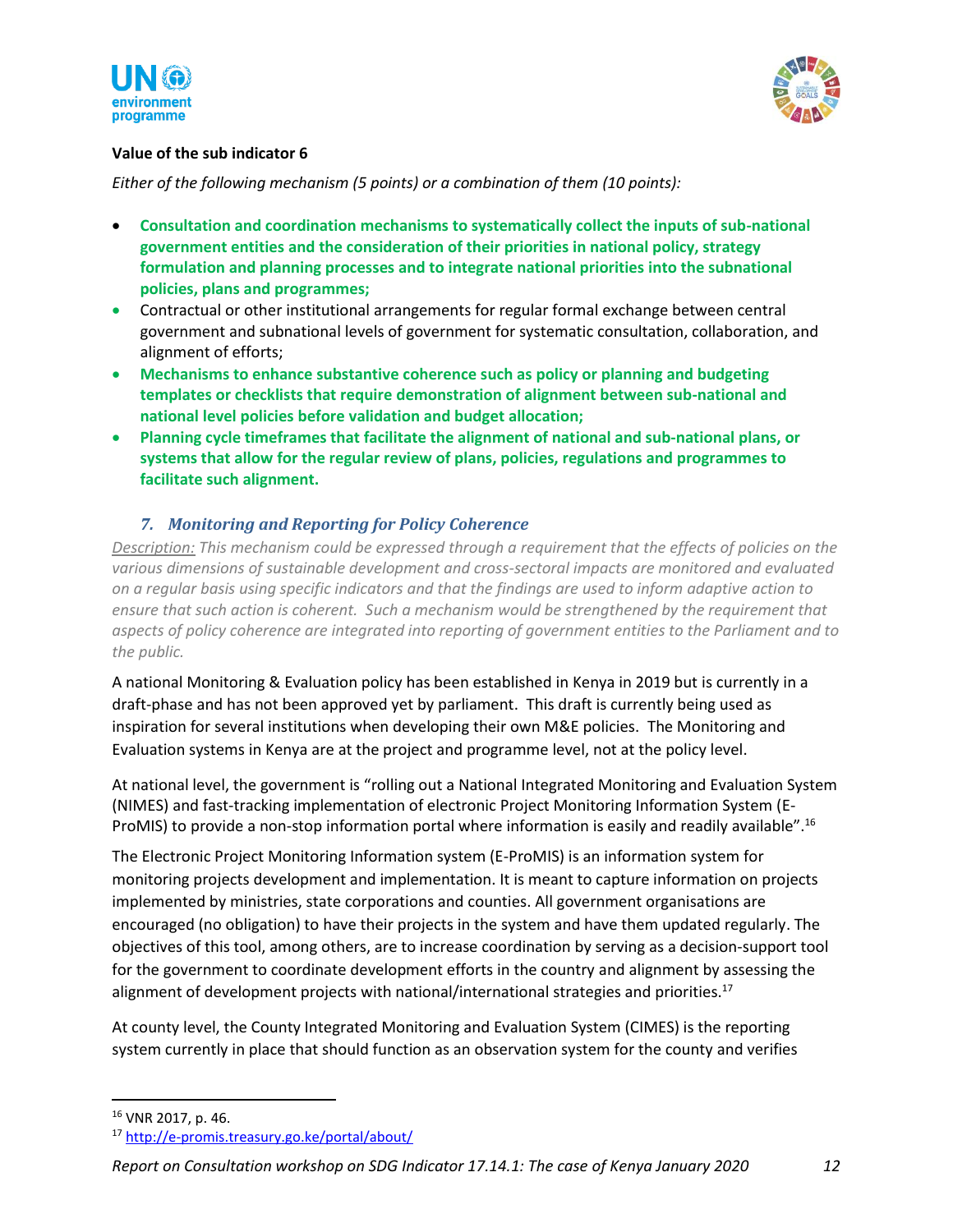**Value of the sub indicator 6**

*Either of the following mechanism (5 points) or a combination of them (10 points):*

- **Consultation and coordination mechanisms to systematically collect the inputs of sub-national government entities and the consideration of their priorities in national policy, strategy formulation and planning processes and to integrate national priorities into the subnational policies, plans and programmes;**
- Contractual or other institutional arrangements for regular formal exchange between central government and subnational levels of government for systematic consultation, collaboration, and alignment of efforts;
- **Mechanisms to enhance substantive coherence such as policy or planning and budgeting templates or checklists that require demonstration of alignment between sub-national and national level policies before validation and budget allocation;**
- **Planning cycle timeframes that facilitate the alignment of national and sub-national plans, or systems that allow for the regular review of plans, policies, regulations and programmes to facilitate such alignment.**

### *7. Monitoring and Reporting for Policy Coherence*

*Description: This mechanism could be expressed through a requirement that the effects of policies on the various dimensions of sustainable development and cross-sectoral impacts are monitored and evaluated on a regular basis using specific indicators and that the findings are used to inform adaptive action to ensure that such action is coherent. Such a mechanism would be strengthened by the requirement that aspects of policy coherence are integrated into reporting of government entities to the Parliament and to the public.*

A national Monitoring & Evaluation policy has been established in Kenya in 2019 but is currently in a draft-phase and has not been approved yet by parliament. This draft is currently being used as inspiration for several institutions when developing their own M&E policies. The Monitoring and Evaluation systems in Kenya are at the project and programme level, not at the policy level.

At national level, the government is "rolling out a National Integrated Monitoring and Evaluation System (NIMES) and fast-tracking implementation of electronic Project Monitoring Information System (E-ProMIS) to provide a non-stop information portal where information is easily and readily available".[16]

The Electronic Project Monitoring Information system (E-ProMIS) is an information system for monitoring projects development and implementation. It is meant to capture information on projects implemented by ministries, state corporations and counties. All government organisations are encouraged (no obligation) to have their projects in the system and have them updated regularly. The objectives of this tool, among others, are to increase coordination by serving as a decision-support tool for the government to coordinate development efforts in the country and alignment by assessing the alignment of development projects with national/international strategies and priorities.[17]

At county level, the County Integrated Monitoring and Evaluation System (CIMES) is the reporting system currently in place that should function as an observation system for the county and verifies

---

[16] VNR 2017, p. 46.

[17] http://e-promis.treasury.go.ke/portal/about/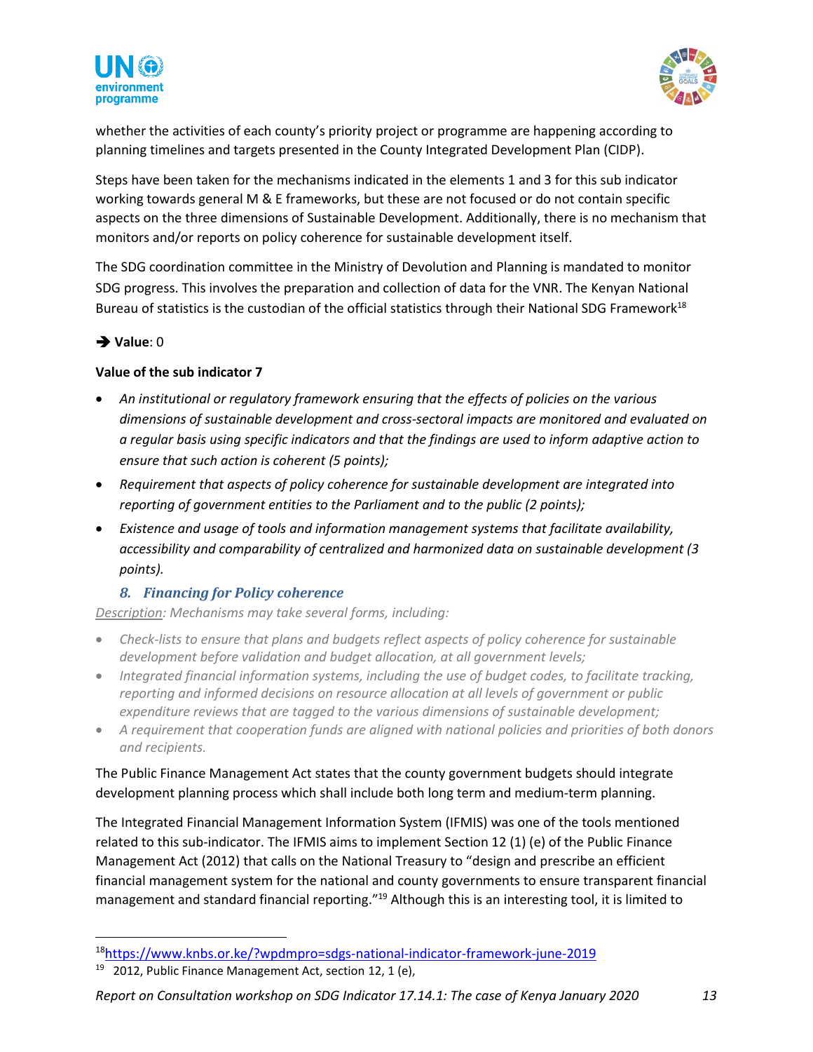whether the activities of each county's priority project or programme are happening according to planning timelines and targets presented in the County Integrated Development Plan (CIDP).

Steps have been taken for the mechanisms indicated in the elements 1 and 3 for this sub indicator working towards general M & E frameworks, but these are not focused or do not contain specific aspects on the three dimensions of Sustainable Development. Additionally, there is no mechanism that monitors and/or reports on policy coherence for sustainable development itself.

The SDG coordination committee in the Ministry of Devolution and Planning is mandated to monitor SDG progress. This involves the preparation and collection of data for the VNR. The Kenyan National Bureau of statistics is the custodian of the official statistics through their National SDG Framework[18]

➔ **Value**: 0

**Value of the sub indicator 7**

- *An institutional or regulatory framework ensuring that the effects of policies on the various dimensions of sustainable development and cross-sectoral impacts are monitored and evaluated on a regular basis using specific indicators and that the findings are used to inform adaptive action to ensure that such action is coherent (5 points);*
- *Requirement that aspects of policy coherence for sustainable development are integrated into reporting of government entities to the Parliament and to the public (2 points);*
- *Existence and usage of tools and information management systems that facilitate availability, accessibility and comparability of centralized and harmonized data on sustainable development (3 points).*

### 8. Financing for Policy coherence

*Description: Mechanisms may take several forms, including:*

- *Check-lists to ensure that plans and budgets reflect aspects of policy coherence for sustainable development before validation and budget allocation, at all government levels;*
- *Integrated financial information systems, including the use of budget codes, to facilitate tracking, reporting and informed decisions on resource allocation at all levels of government or public expenditure reviews that are tagged to the various dimensions of sustainable development;*
- *A requirement that cooperation funds are aligned with national policies and priorities of both donors and recipients.*

The Public Finance Management Act states that the county government budgets should integrate development planning process which shall include both long term and medium-term planning.

The Integrated Financial Management Information System (IFMIS) was one of the tools mentioned related to this sub-indicator. The IFMIS aims to implement Section 12 (1) (e) of the Public Finance Management Act (2012) that calls on the National Treasury to "design and prescribe an efficient financial management system for the national and county governments to ensure transparent financial management and standard financial reporting."[19] Although this is an interesting tool, it is limited to

---

[18] https://www.knbs.or.ke/?wpdmpro=sdgs-national-indicator-framework-june-2019

[19] 2012, Public Finance Management Act, section 12, 1 (e),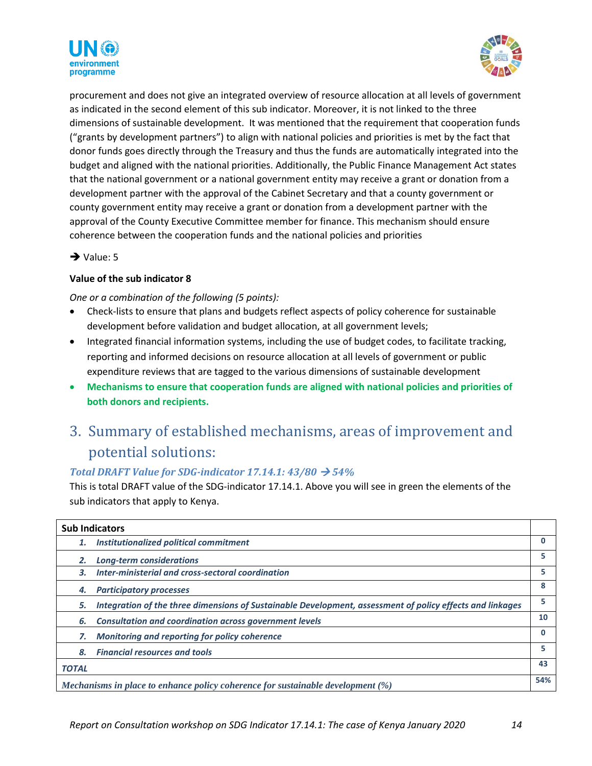procurement and does not give an integrated overview of resource allocation at all levels of government as indicated in the second element of this sub indicator. Moreover, it is not linked to the three dimensions of sustainable development. It was mentioned that the requirement that cooperation funds ("grants by development partners") to align with national policies and priorities is met by the fact that donor funds goes directly through the Treasury and thus the funds are automatically integrated into the budget and aligned with the national priorities. Additionally, the Public Finance Management Act states that the national government or a national government entity may receive a grant or donation from a development partner with the approval of the Cabinet Secretary and that a county government or county government entity may receive a grant or donation from a development partner with the approval of the County Executive Committee member for finance. This mechanism should ensure coherence between the cooperation funds and the national policies and priorities

➔ Value: 5

**Value of the sub indicator 8**

*One or a combination of the following (5 points):*

- Check-lists to ensure that plans and budgets reflect aspects of policy coherence for sustainable development before validation and budget allocation, at all government levels;
- Integrated financial information systems, including the use of budget codes, to facilitate tracking, reporting and informed decisions on resource allocation at all levels of government or public expenditure reviews that are tagged to the various dimensions of sustainable development
- **Mechanisms to ensure that cooperation funds are aligned with national policies and priorities of both donors and recipients.**

## 3. Summary of established mechanisms, areas of improvement and potential solutions:

### *Total DRAFT Value for SDG-indicator 17.14.1: 43/80 ➔ 54%*

This is total DRAFT value of the SDG-indicator 17.14.1. Above you will see in green the elements of the sub indicators that apply to Kenya.

| Sub Indicators | |
|---|---|
| ***1. Institutionalized political commitment*** | **0** |
| ***2. Long-term considerations*** | **5** |
| ***3. Inter-ministerial and cross-sectoral coordination*** | **5** |
| ***4. Participatory processes*** | **8** |
| ***5. Integration of the three dimensions of Sustainable Development, assessment of policy effects and linkages*** | **5** |
| ***6. Consultation and coordination across government levels*** | **10** |
| ***7. Monitoring and reporting for policy coherence*** | **0** |
| ***8. Financial resources and tools*** | **5** |
| ***TOTAL*** | **43** |
| ***Mechanisms in place to enhance policy coherence for sustainable development (%)*** | **54%** |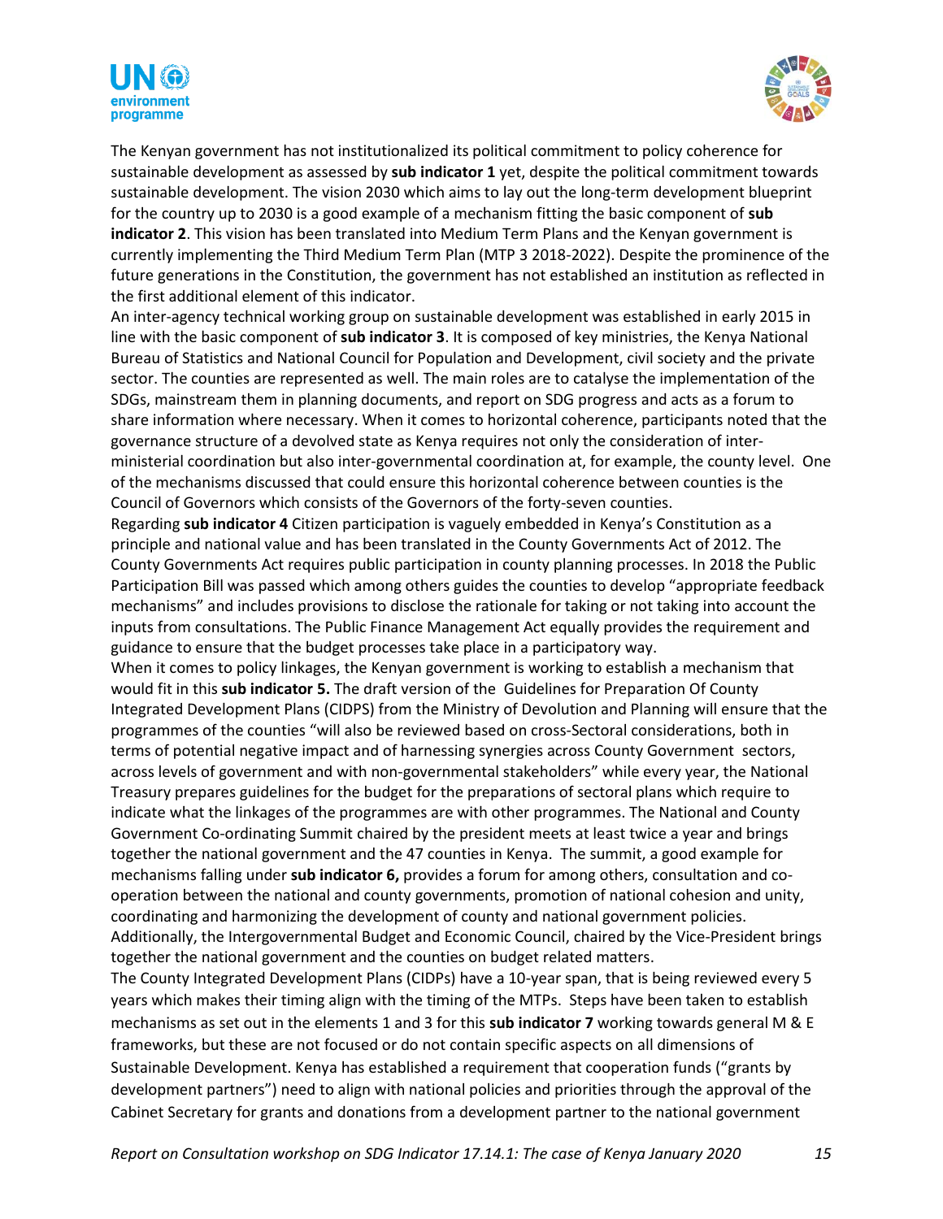The Kenyan government has not institutionalized its political commitment to policy coherence for sustainable development as assessed by **sub indicator 1** yet, despite the political commitment towards sustainable development. The vision 2030 which aims to lay out the long-term development blueprint for the country up to 2030 is a good example of a mechanism fitting the basic component of **sub indicator 2**. This vision has been translated into Medium Term Plans and the Kenyan government is currently implementing the Third Medium Term Plan (MTP 3 2018-2022). Despite the prominence of the future generations in the Constitution, the government has not established an institution as reflected in the first additional element of this indicator.

An inter-agency technical working group on sustainable development was established in early 2015 in line with the basic component of **sub indicator 3**. It is composed of key ministries, the Kenya National Bureau of Statistics and National Council for Population and Development, civil society and the private sector. The counties are represented as well. The main roles are to catalyse the implementation of the SDGs, mainstream them in planning documents, and report on SDG progress and acts as a forum to share information where necessary. When it comes to horizontal coherence, participants noted that the governance structure of a devolved state as Kenya requires not only the consideration of inter-ministerial coordination but also inter-governmental coordination at, for example, the county level. One of the mechanisms discussed that could ensure this horizontal coherence between counties is the Council of Governors which consists of the Governors of the forty-seven counties.

Regarding **sub indicator 4** Citizen participation is vaguely embedded in Kenya's Constitution as a principle and national value and has been translated in the County Governments Act of 2012. The County Governments Act requires public participation in county planning processes. In 2018 the Public Participation Bill was passed which among others guides the counties to develop "appropriate feedback mechanisms" and includes provisions to disclose the rationale for taking or not taking into account the inputs from consultations. The Public Finance Management Act equally provides the requirement and guidance to ensure that the budget processes take place in a participatory way.

When it comes to policy linkages, the Kenyan government is working to establish a mechanism that would fit in this **sub indicator 5.** The draft version of the Guidelines for Preparation Of County Integrated Development Plans (CIDPS) from the Ministry of Devolution and Planning will ensure that the programmes of the counties "will also be reviewed based on cross-Sectoral considerations, both in terms of potential negative impact and of harnessing synergies across County Government sectors, across levels of government and with non-governmental stakeholders" while every year, the National Treasury prepares guidelines for the budget for the preparations of sectoral plans which require to indicate what the linkages of the programmes are with other programmes. The National and County Government Co-ordinating Summit chaired by the president meets at least twice a year and brings together the national government and the 47 counties in Kenya. The summit, a good example for mechanisms falling under **sub indicator 6,** provides a forum for among others, consultation and co-operation between the national and county governments, promotion of national cohesion and unity, coordinating and harmonizing the development of county and national government policies. Additionally, the Intergovernmental Budget and Economic Council, chaired by the Vice-President brings together the national government and the counties on budget related matters.

The County Integrated Development Plans (CIDPs) have a 10-year span, that is being reviewed every 5 years which makes their timing align with the timing of the MTPs. Steps have been taken to establish mechanisms as set out in the elements 1 and 3 for this **sub indicator 7** working towards general M & E frameworks, but these are not focused or do not contain specific aspects on all dimensions of Sustainable Development. Kenya has established a requirement that cooperation funds ("grants by development partners") need to align with national policies and priorities through the approval of the Cabinet Secretary for grants and donations from a development partner to the national government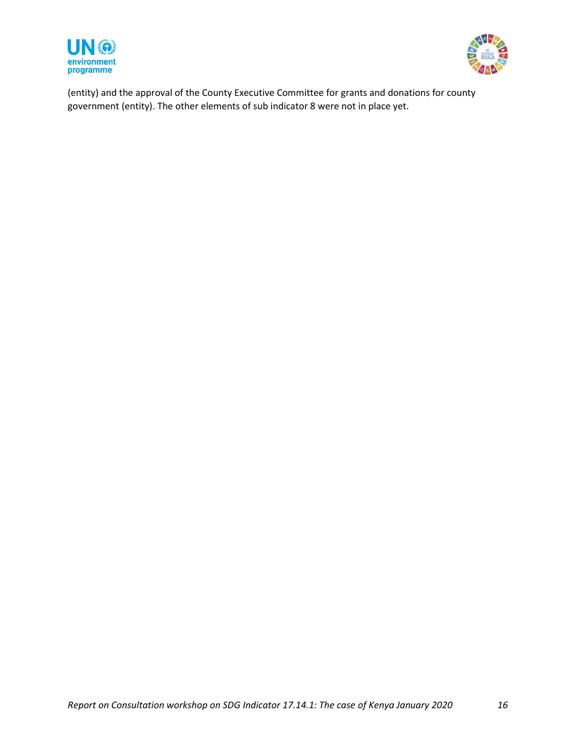(entity) and the approval of the County Executive Committee for grants and donations for county government (entity). The other elements of sub indicator 8 were not in place yet.